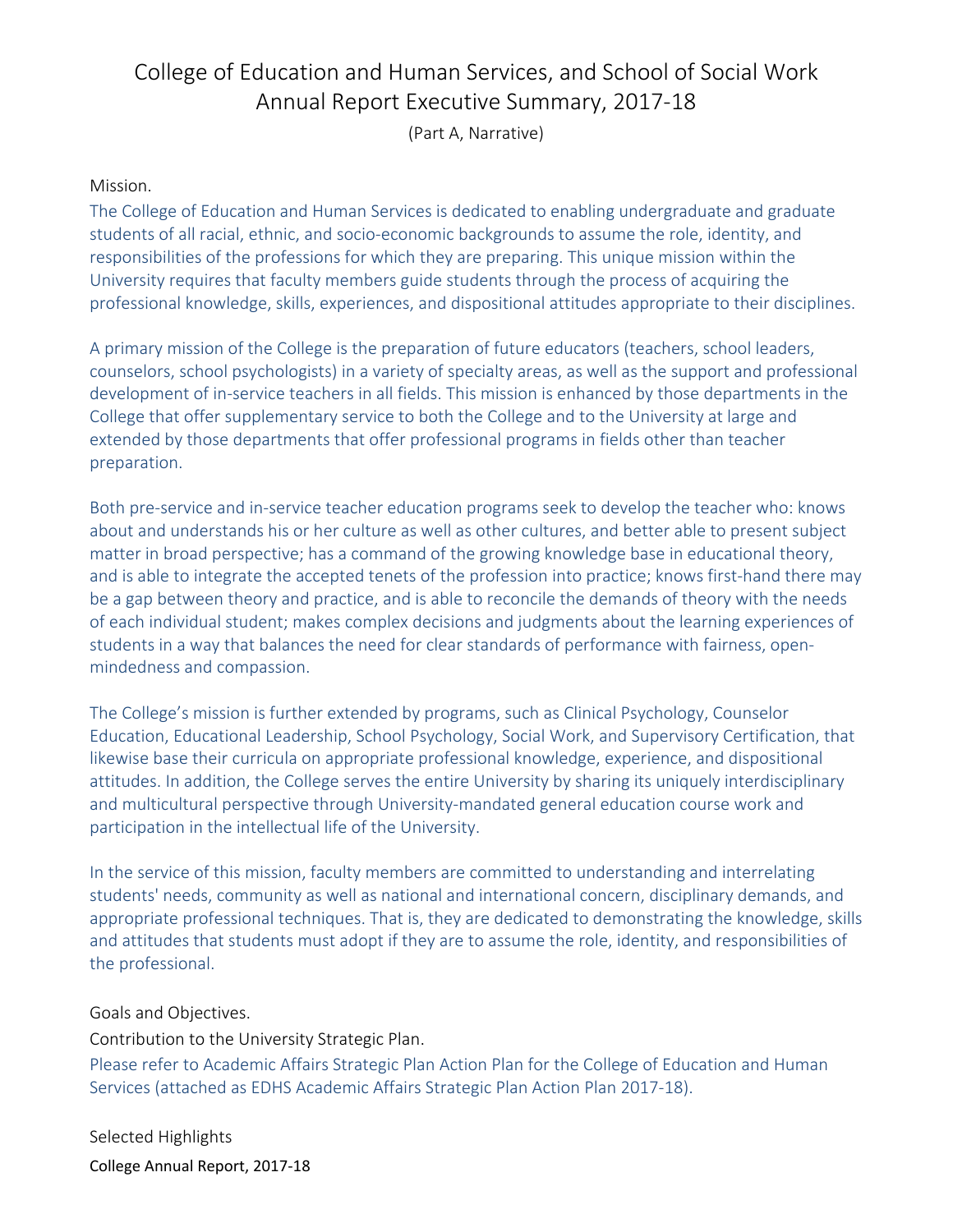# College of Education and Human Services, and School of Social Work Annual Report Executive Summary, 2017-18

(Part A, Narrative)

## Mission.

The College of Education and Human Services is dedicated to enabling undergraduate and graduate students of all racial, ethnic, and socio-economic backgrounds to assume the role, identity, and responsibilities of the professions for which they are preparing. This unique mission within the University requires that faculty members guide students through the process of acquiring the professional knowledge, skills, experiences, and dispositional attitudes appropriate to their disciplines.

A primary mission of the College is the preparation of future educators (teachers, school leaders, counselors, school psychologists) in a variety of specialty areas, as well as the support and professional development of in-service teachers in all fields. This mission is enhanced by those departments in the College that offer supplementary service to both the College and to the University at large and extended by those departments that offer professional programs in fields other than teacher preparation.

Both pre-service and in-service teacher education programs seek to develop the teacher who: knows about and understands his or her culture as well as other cultures, and better able to present subject matter in broad perspective; has a command of the growing knowledge base in educational theory, and is able to integrate the accepted tenets of the profession into practice; knows first-hand there may be a gap between theory and practice, and is able to reconcile the demands of theory with the needs of each individual student; makes complex decisions and judgments about the learning experiences of students in a way that balances the need for clear standards of performance with fairness, open-mindedness and compassion.

The College's mission is further extended by programs, such as Clinical Psychology, Counselor Education, Educational Leadership, School Psychology, Social Work, and Supervisory Certification, that likewise base their curricula on appropriate professional knowledge, experience, and dispositional attitudes. In addition, the College serves the entire University by sharing its uniquely interdisciplinary and multicultural perspective through University-mandated general education course work and participation in the intellectual life of the University.

In the service of this mission, faculty members are committed to understanding and interrelating students' needs, community as well as national and international concern, disciplinary demands, and appropriate professional techniques. That is, they are dedicated to demonstrating the knowledge, skills and attitudes that students must adopt if they are to assume the role, identity, and responsibilities of the professional.

## Goals and Objectives.

### Contribution to the University Strategic Plan.

Please refer to Academic Affairs Strategic Plan Action Plan for the College of Education and Human Services (attached as EDHS Academic Affairs Strategic Plan Action Plan 2017-18).

## Selected Highlights

College Annual Report, 2017-18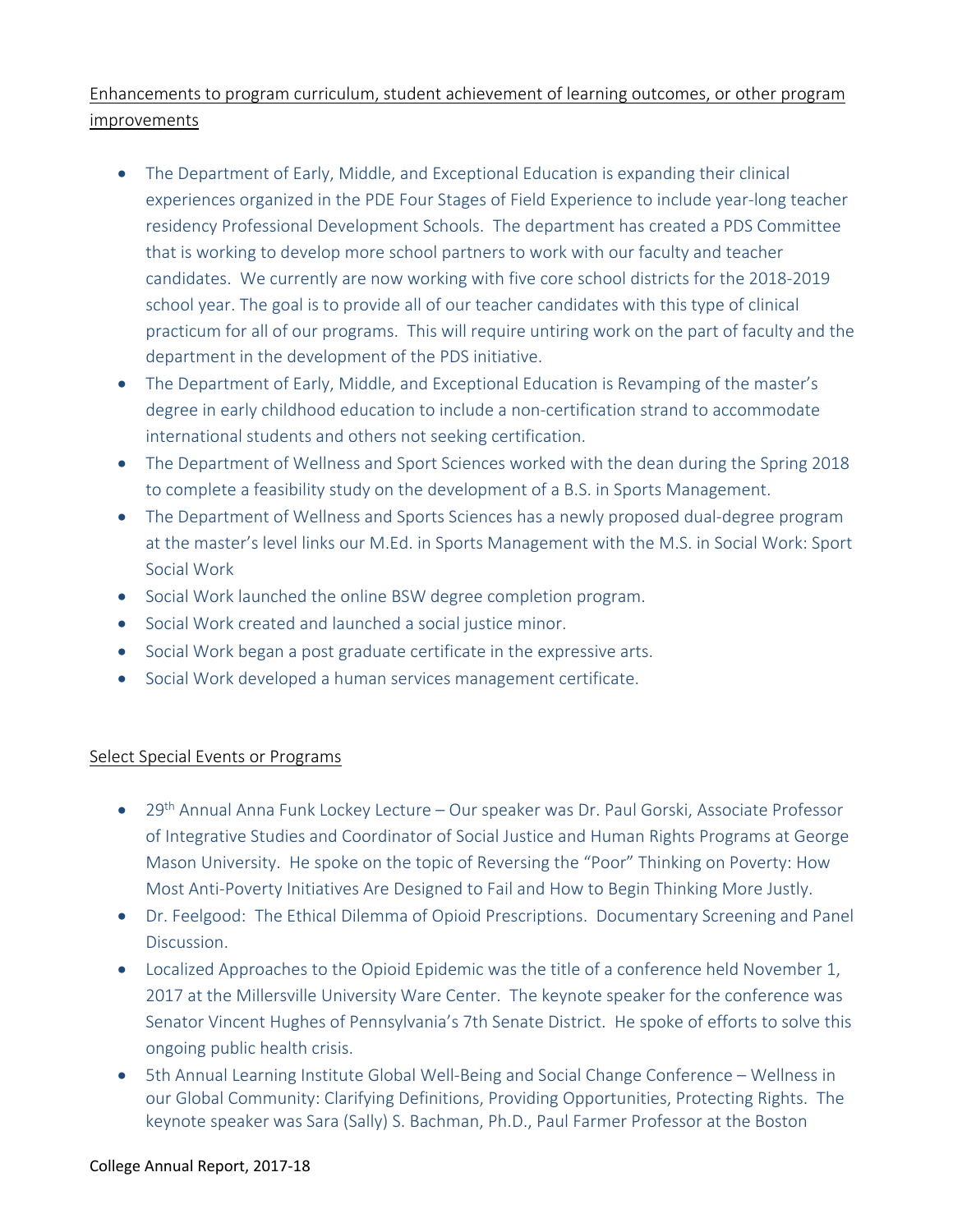Enhancements to program curriculum, student achievement of learning outcomes, or other program improvements

- The Department of Early, Middle, and Exceptional Education is expanding their clinical experiences organized in the PDE Four Stages of Field Experience to include year-long teacher residency Professional Development Schools. The department has created a PDS Committee that is working to develop more school partners to work with our faculty and teacher candidates. We currently are now working with five core school districts for the 2018-2019 school year. The goal is to provide all of our teacher candidates with this type of clinical practicum for all of our programs. This will require untiring work on the part of faculty and the department in the development of the PDS initiative.
- The Department of Early, Middle, and Exceptional Education is Revamping of the master's degree in early childhood education to include a non-certification strand to accommodate international students and others not seeking certification.
- The Department of Wellness and Sport Sciences worked with the dean during the Spring 2018 to complete a feasibility study on the development of a B.S. in Sports Management.
- The Department of Wellness and Sports Sciences has a newly proposed dual-degree program at the master's level links our M.Ed. in Sports Management with the M.S. in Social Work: Sport Social Work
- Social Work launched the online BSW degree completion program.
- Social Work created and launched a social justice minor.
- Social Work began a post graduate certificate in the expressive arts.
- Social Work developed a human services management certificate.

Select Special Events or Programs

- 29th Annual Anna Funk Lockey Lecture – Our speaker was Dr. Paul Gorski, Associate Professor of Integrative Studies and Coordinator of Social Justice and Human Rights Programs at George Mason University. He spoke on the topic of Reversing the "Poor" Thinking on Poverty: How Most Anti-Poverty Initiatives Are Designed to Fail and How to Begin Thinking More Justly.
- Dr. Feelgood: The Ethical Dilemma of Opioid Prescriptions. Documentary Screening and Panel Discussion.
- Localized Approaches to the Opioid Epidemic was the title of a conference held November 1, 2017 at the Millersville University Ware Center. The keynote speaker for the conference was Senator Vincent Hughes of Pennsylvania's 7th Senate District. He spoke of efforts to solve this ongoing public health crisis.
- 5th Annual Learning Institute Global Well-Being and Social Change Conference – Wellness in our Global Community: Clarifying Definitions, Providing Opportunities, Protecting Rights. The keynote speaker was Sara (Sally) S. Bachman, Ph.D., Paul Farmer Professor at the Boston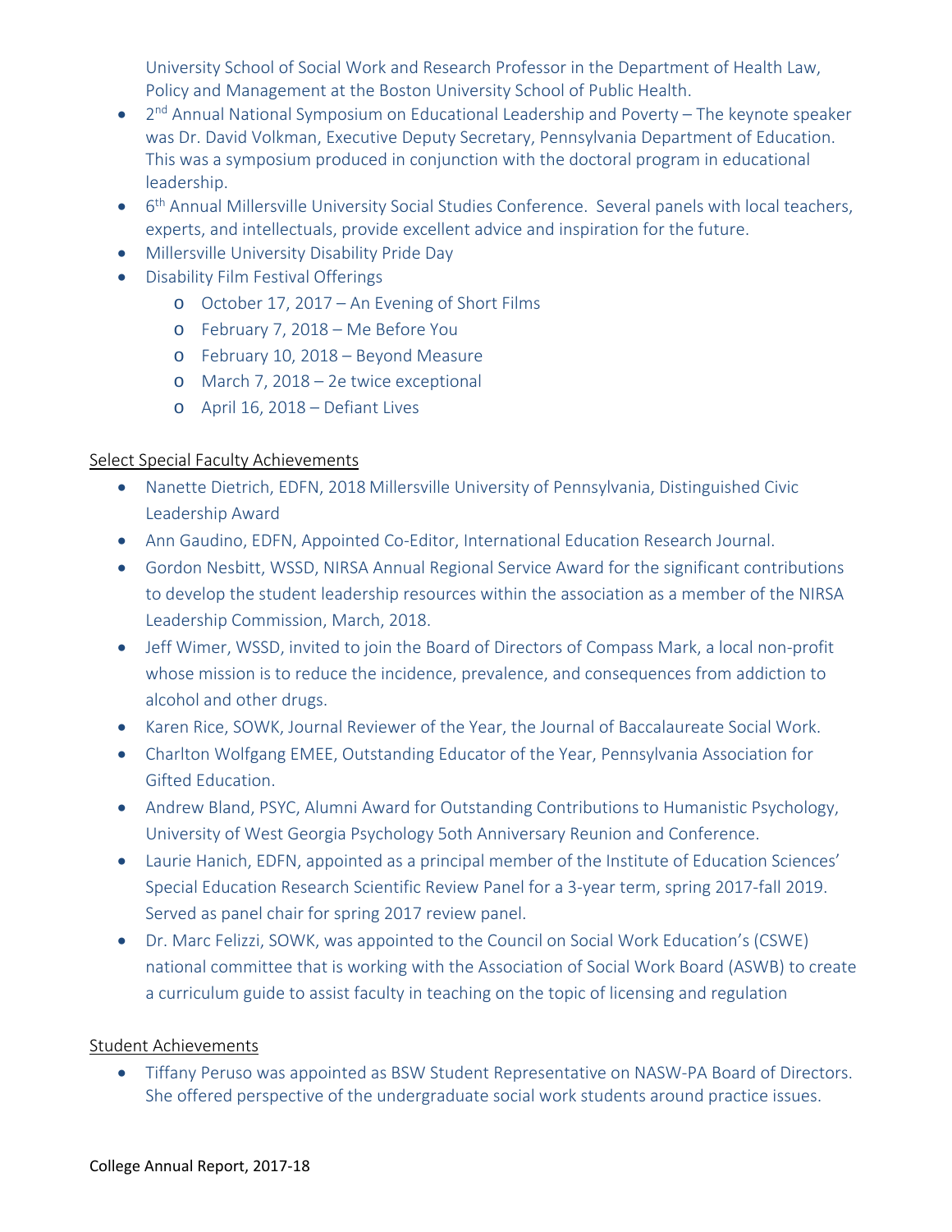University School of Social Work and Research Professor in the Department of Health Law, Policy and Management at the Boston University School of Public Health.

- 2nd Annual National Symposium on Educational Leadership and Poverty – The keynote speaker was Dr. David Volkman, Executive Deputy Secretary, Pennsylvania Department of Education. This was a symposium produced in conjunction with the doctoral program in educational leadership.
- 6th Annual Millersville University Social Studies Conference. Several panels with local teachers, experts, and intellectuals, provide excellent advice and inspiration for the future.
- Millersville University Disability Pride Day
- Disability Film Festival Offerings
    - October 17, 2017 – An Evening of Short Films
    - February 7, 2018 – Me Before You
    - February 10, 2018 – Beyond Measure
    - March 7, 2018 – 2e twice exceptional
    - April 16, 2018 – Defiant Lives

Select Special Faculty Achievements

- Nanette Dietrich, EDFN, 2018 Millersville University of Pennsylvania, Distinguished Civic Leadership Award
- Ann Gaudino, EDFN, Appointed Co-Editor, International Education Research Journal.
- Gordon Nesbitt, WSSD, NIRSA Annual Regional Service Award for the significant contributions to develop the student leadership resources within the association as a member of the NIRSA Leadership Commission, March, 2018.
- Jeff Wimer, WSSD, invited to join the Board of Directors of Compass Mark, a local non-profit whose mission is to reduce the incidence, prevalence, and consequences from addiction to alcohol and other drugs.
- Karen Rice, SOWK, Journal Reviewer of the Year, the Journal of Baccalaureate Social Work.
- Charlton Wolfgang EMEE, Outstanding Educator of the Year, Pennsylvania Association for Gifted Education.
- Andrew Bland, PSYC, Alumni Award for Outstanding Contributions to Humanistic Psychology, University of West Georgia Psychology 5oth Anniversary Reunion and Conference.
- Laurie Hanich, EDFN, appointed as a principal member of the Institute of Education Sciences' Special Education Research Scientific Review Panel for a 3-year term, spring 2017-fall 2019. Served as panel chair for spring 2017 review panel.
- Dr. Marc Felizzi, SOWK, was appointed to the Council on Social Work Education's (CSWE) national committee that is working with the Association of Social Work Board (ASWB) to create a curriculum guide to assist faculty in teaching on the topic of licensing and regulation

Student Achievements

- Tiffany Peruso was appointed as BSW Student Representative on NASW-PA Board of Directors. She offered perspective of the undergraduate social work students around practice issues.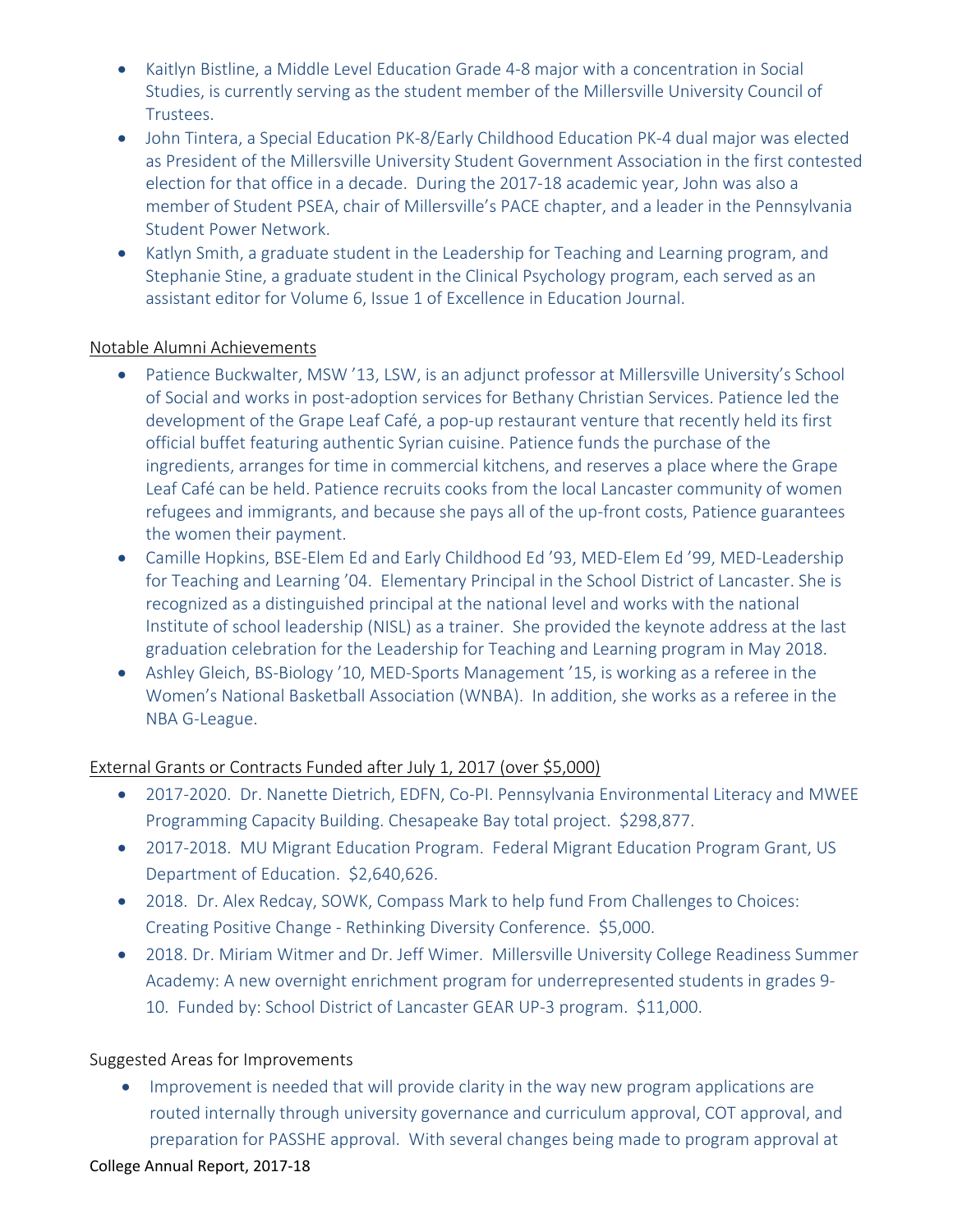- Kaitlyn Bistline, a Middle Level Education Grade 4-8 major with a concentration in Social Studies, is currently serving as the student member of the Millersville University Council of Trustees.
- John Tintera, a Special Education PK-8/Early Childhood Education PK-4 dual major was elected as President of the Millersville University Student Government Association in the first contested election for that office in a decade. During the 2017-18 academic year, John was also a member of Student PSEA, chair of Millersville's PACE chapter, and a leader in the Pennsylvania Student Power Network.
- Katlyn Smith, a graduate student in the Leadership for Teaching and Learning program, and Stephanie Stine, a graduate student in the Clinical Psychology program, each served as an assistant editor for Volume 6, Issue 1 of Excellence in Education Journal.

Notable Alumni Achievements

- Patience Buckwalter, MSW '13, LSW, is an adjunct professor at Millersville University's School of Social and works in post-adoption services for Bethany Christian Services. Patience led the development of the Grape Leaf Café, a pop-up restaurant venture that recently held its first official buffet featuring authentic Syrian cuisine. Patience funds the purchase of the ingredients, arranges for time in commercial kitchens, and reserves a place where the Grape Leaf Café can be held. Patience recruits cooks from the local Lancaster community of women refugees and immigrants, and because she pays all of the up-front costs, Patience guarantees the women their payment.
- Camille Hopkins, BSE-Elem Ed and Early Childhood Ed '93, MED-Elem Ed '99, MED-Leadership for Teaching and Learning '04. Elementary Principal in the School District of Lancaster. She is recognized as a distinguished principal at the national level and works with the national Institute of school leadership (NISL) as a trainer. She provided the keynote address at the last graduation celebration for the Leadership for Teaching and Learning program in May 2018.
- Ashley Gleich, BS-Biology '10, MED-Sports Management '15, is working as a referee in the Women's National Basketball Association (WNBA). In addition, she works as a referee in the NBA G-League.

External Grants or Contracts Funded after July 1, 2017 (over $5,000)

- 2017-2020. Dr. Nanette Dietrich, EDFN, Co-PI. Pennsylvania Environmental Literacy and MWEE Programming Capacity Building. Chesapeake Bay total project. $298,877.
- 2017-2018. MU Migrant Education Program. Federal Migrant Education Program Grant, US Department of Education. $2,640,626.
- 2018. Dr. Alex Redcay, SOWK, Compass Mark to help fund From Challenges to Choices: Creating Positive Change - Rethinking Diversity Conference. $5,000.
- 2018. Dr. Miriam Witmer and Dr. Jeff Wimer. Millersville University College Readiness Summer Academy: A new overnight enrichment program for underrepresented students in grades 9-10. Funded by: School District of Lancaster GEAR UP-3 program. $11,000.

Suggested Areas for Improvements

- Improvement is needed that will provide clarity in the way new program applications are routed internally through university governance and curriculum approval, COT approval, and preparation for PASSHE approval. With several changes being made to program approval at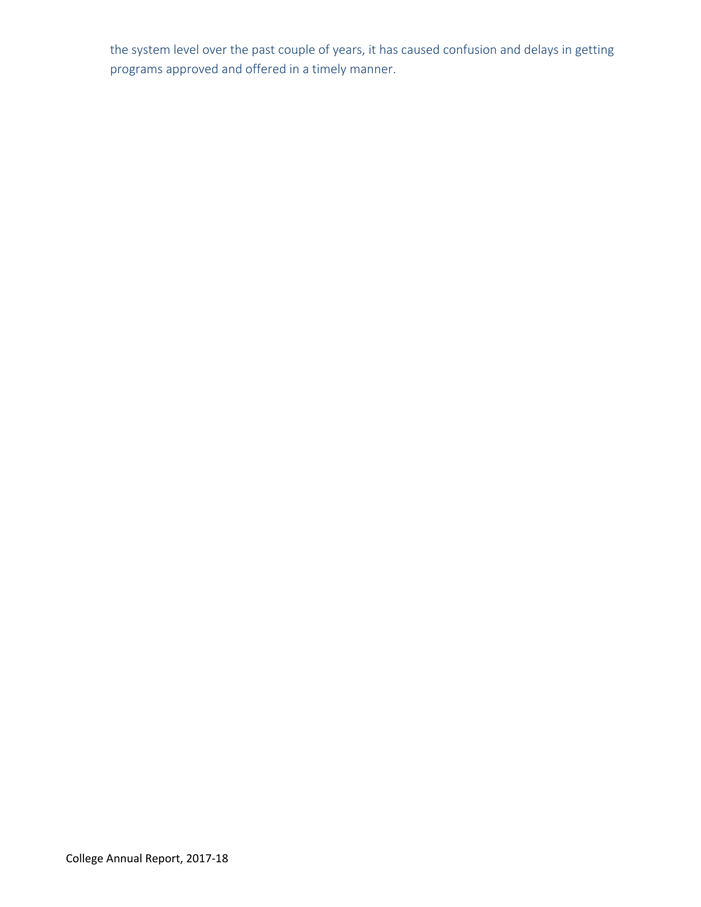the system level over the past couple of years, it has caused confusion and delays in getting programs approved and offered in a timely manner.